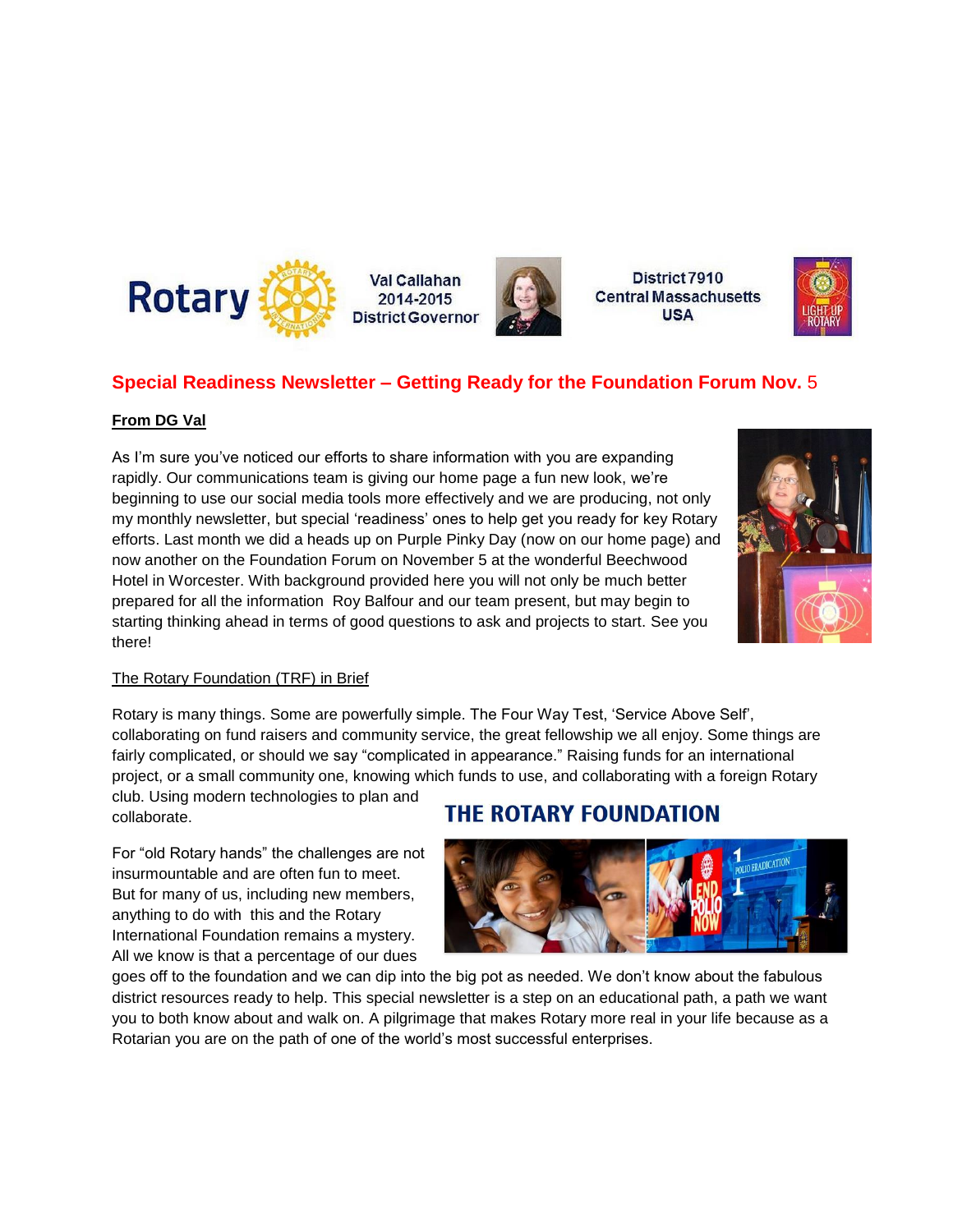Rotary

Val Callahan
2014-2015
District Governor

District 7910
Central Massachusetts
USA

## Special Readiness Newsletter – Getting Ready for the Foundation Forum Nov. 5

**From DG Val**

As I'm sure you've noticed our efforts to share information with you are expanding rapidly. Our communications team is giving our home page a fun new look, we're beginning to use our social media tools more effectively and we are producing, not only my monthly newsletter, but special 'readiness' ones to help get you ready for key Rotary efforts. Last month we did a heads up on Purple Pinky Day (now on our home page) and now another on the Foundation Forum on November 5 at the wonderful Beechwood Hotel in Worcester. With background provided here you will not only be much better prepared for all the information Roy Balfour and our team present, but may begin to starting thinking ahead in terms of good questions to ask and projects to start. See you there!

The Rotary Foundation (TRF) in Brief

Rotary is many things. Some are powerfully simple. The Four Way Test, 'Service Above Self', collaborating on fund raisers and community service, the great fellowship we all enjoy. Some things are fairly complicated, or should we say "complicated in appearance." Raising funds for an international project, or a small community one, knowing which funds to use, and collaborating with a foreign Rotary club. Using modern technologies to plan and collaborate.

THE ROTARY FOUNDATION

For "old Rotary hands" the challenges are not insurmountable and are often fun to meet. But for many of us, including new members, anything to do with this and the Rotary International Foundation remains a mystery. All we know is that a percentage of our dues goes off to the foundation and we can dip into the big pot as needed. We don't know about the fabulous district resources ready to help. This special newsletter is a step on an educational path, a path we want you to both know about and walk on. A pilgrimage that makes Rotary more real in your life because as a Rotarian you are on the path of one of the world's most successful enterprises.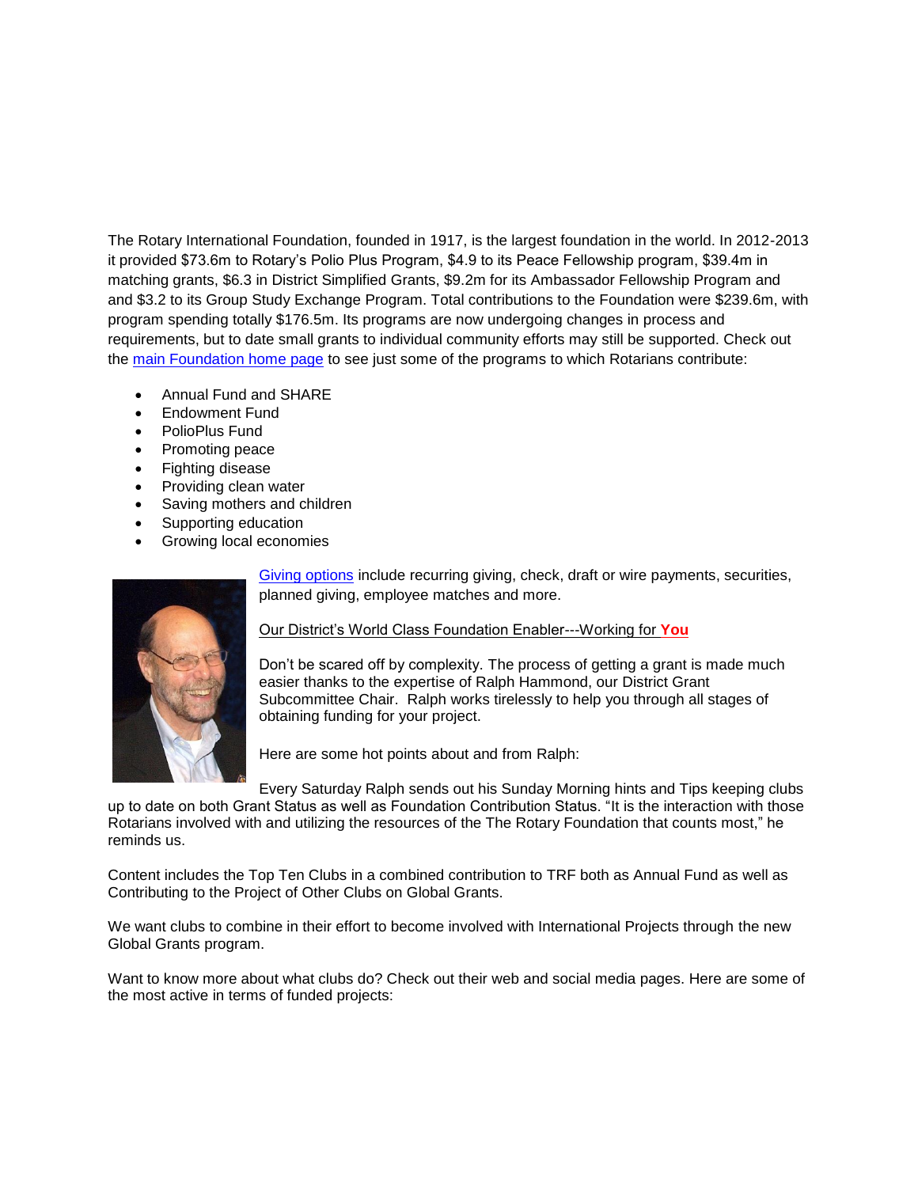The Rotary International Foundation, founded in 1917, is the largest foundation in the world. In 2012-2013 it provided $73.6m to Rotary's Polio Plus Program, $4.9 to its Peace Fellowship program, $39.4m in matching grants, $6.3 in District Simplified Grants, $9.2m for its Ambassador Fellowship Program and and $3.2 to its Group Study Exchange Program. Total contributions to the Foundation were $239.6m, with program spending totally $176.5m. Its programs are now undergoing changes in process and requirements, but to date small grants to individual community efforts may still be supported. Check out the main Foundation home page to see just some of the programs to which Rotarians contribute:

- Annual Fund and SHARE
- Endowment Fund
- PolioPlus Fund
- Promoting peace
- Fighting disease
- Providing clean water
- Saving mothers and children
- Supporting education
- Growing local economies

Giving options include recurring giving, check, draft or wire payments, securities, planned giving, employee matches and more.

Our District's World Class Foundation Enabler---Working for **You**

Don't be scared off by complexity. The process of getting a grant is made much easier thanks to the expertise of Ralph Hammond, our District Grant Subcommittee Chair. Ralph works tirelessly to help you through all stages of obtaining funding for your project.

Here are some hot points about and from Ralph:

Every Saturday Ralph sends out his Sunday Morning hints and Tips keeping clubs up to date on both Grant Status as well as Foundation Contribution Status. "It is the interaction with those Rotarians involved with and utilizing the resources of the The Rotary Foundation that counts most," he reminds us.

Content includes the Top Ten Clubs in a combined contribution to TRF both as Annual Fund as well as Contributing to the Project of Other Clubs on Global Grants.

We want clubs to combine in their effort to become involved with International Projects through the new Global Grants program.

Want to know more about what clubs do? Check out their web and social media pages. Here are some of the most active in terms of funded projects: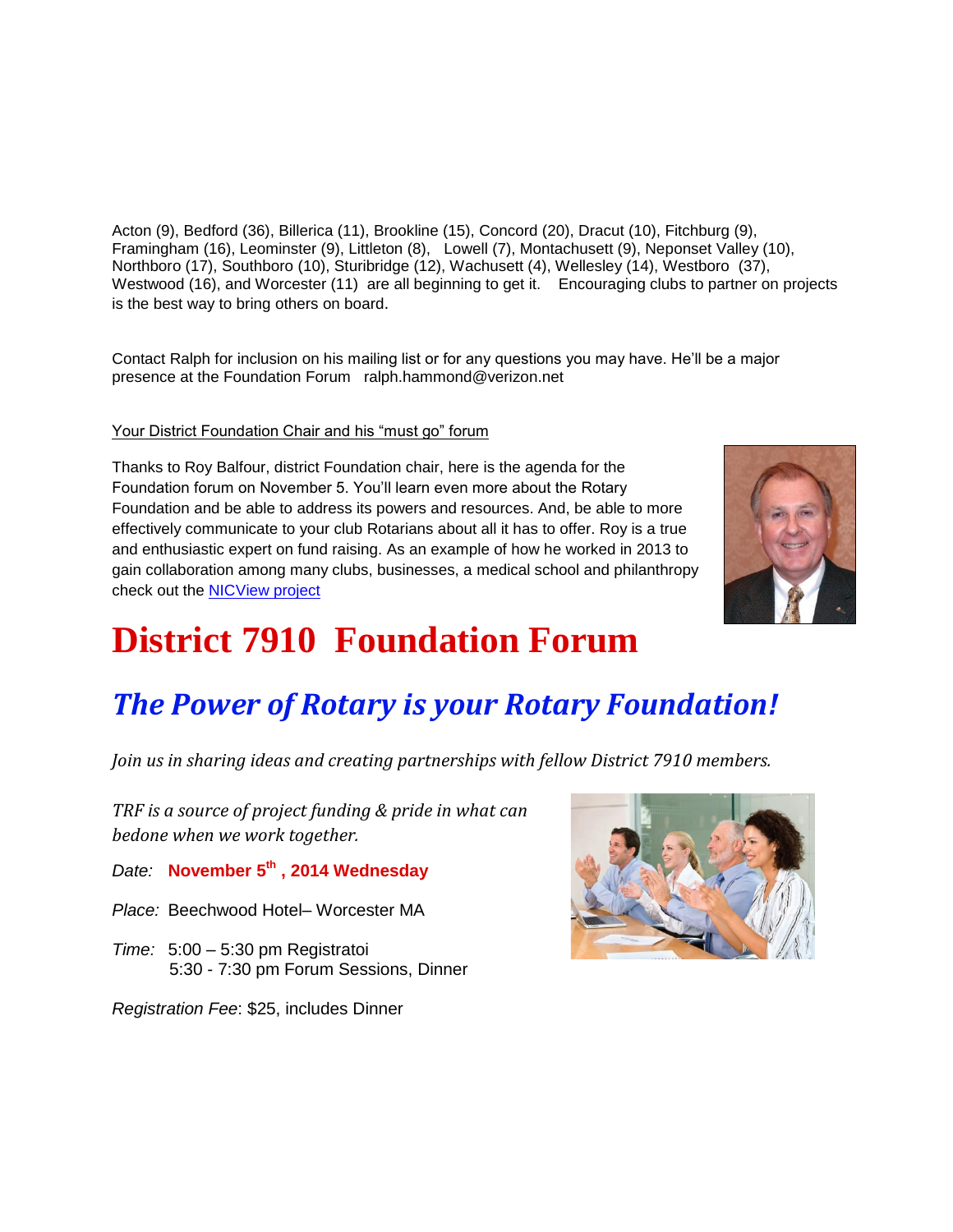Acton (9), Bedford (36), Billerica (11), Brookline (15), Concord (20), Dracut (10), Fitchburg (9), Framingham (16), Leominster (9), Littleton (8), Lowell (7), Montachusett (9), Neponset Valley (10), Northboro (17), Southboro (10), Sturibridge (12), Wachusett (4), Wellesley (14), Westboro (37), Westwood (16), and Worcester (11) are all beginning to get it. Encouraging clubs to partner on projects is the best way to bring others on board.

Contact Ralph for inclusion on his mailing list or for any questions you may have. He'll be a major presence at the Foundation Forum ralph.hammond@verizon.net

Your District Foundation Chair and his "must go" forum

Thanks to Roy Balfour, district Foundation chair, here is the agenda for the Foundation forum on November 5. You'll learn even more about the Rotary Foundation and be able to address its powers and resources. And, be able to more effectively communicate to your club Rotarians about all it has to offer. Roy is a true and enthusiastic expert on fund raising. As an example of how he worked in 2013 to gain collaboration among many clubs, businesses, a medical school and philanthropy check out the NICView project

# District 7910 Foundation Forum

## *The Power of Rotary is your Rotary Foundation!*

*Join us in sharing ideas and creating partnerships with fellow District 7910 members.*

*TRF is a source of project funding & pride in what can bedone when we work together.*

*Date:* **November 5th , 2014 Wednesday**

*Place:* Beechwood Hotel– Worcester MA

*Time:* 5:00 – 5:30 pm Registratoi
5:30 - 7:30 pm Forum Sessions, Dinner

*Registration Fee*: $25, includes Dinner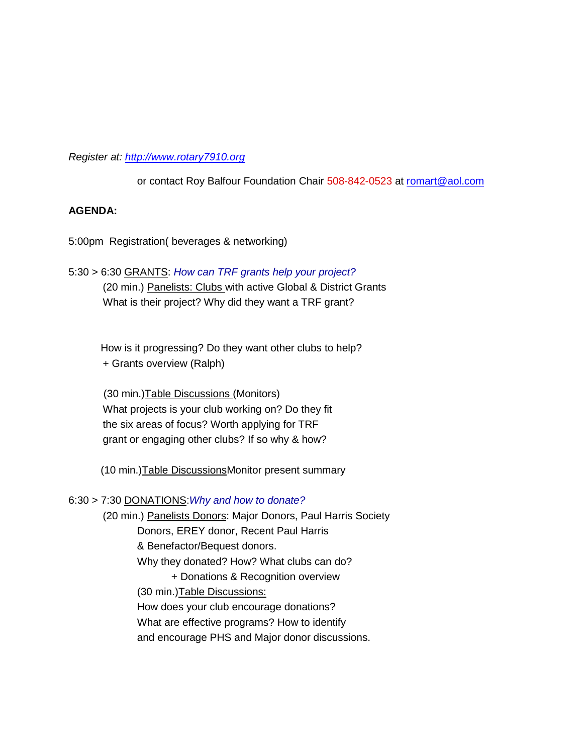*Register at: [http://www.rotary7910.org](http://www.rotary7910.org)*

or contact Roy Balfour Foundation Chair 508-842-0523 at [romart@aol.com](mailto:romart@aol.com)

**AGENDA:**

5:00pm Registration( beverages & networking)

5:30 > 6:30 GRANTS: *How can TRF grants help your project?*

(20 min.) Panelists: Clubs with active Global & District Grants
What is their project? Why did they want a TRF grant?

How is it progressing? Do they want other clubs to help?
+ Grants overview (Ralph)

(30 min.)Table Discussions (Monitors)
What projects is your club working on? Do they fit the six areas of focus? Worth applying for TRF grant or engaging other clubs? If so why & how?

(10 min.)Table DiscussionsMonitor present summary

6:30 > 7:30 DONATIONS:*Why and how to donate?*

(20 min.) Panelists Donors: Major Donors, Paul Harris Society Donors, EREY donor, Recent Paul Harris & Benefactor/Bequest donors.
Why they donated? How? What clubs can do?
+ Donations & Recognition overview

(30 min.)Table Discussions:
How does your club encourage donations?
What are effective programs? How to identify and encourage PHS and Major donor discussions.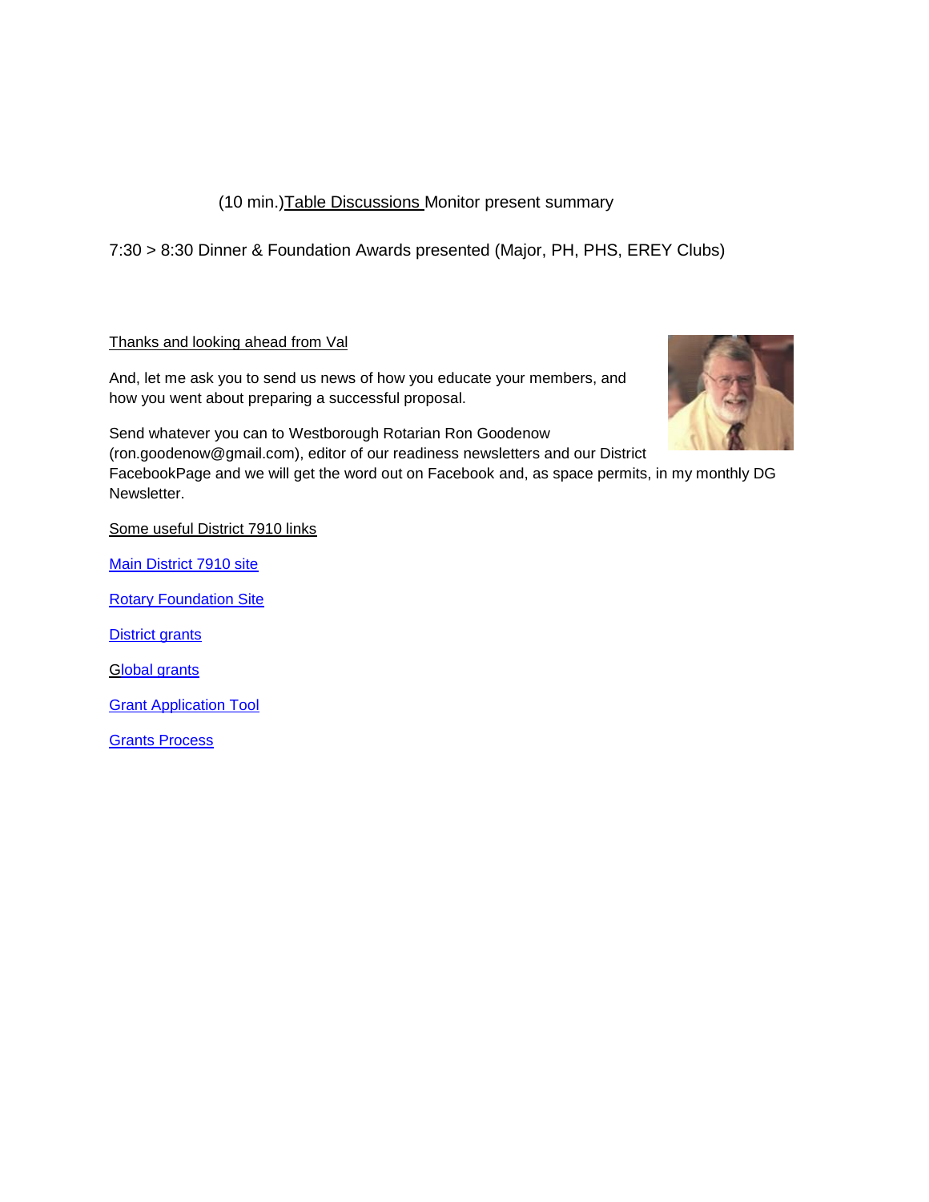(10 min.)Table Discussions Monitor present summary

7:30 > 8:30 Dinner & Foundation Awards presented (Major, PH, PHS, EREY Clubs)

Thanks and looking ahead from Val

And, let me ask you to send us news of how you educate your members, and how you went about preparing a successful proposal.

Send whatever you can to Westborough Rotarian Ron Goodenow (ron.goodenow@gmail.com), editor of our readiness newsletters and our District FacebookPage and we will get the word out on Facebook and, as space permits, in my monthly DG Newsletter.

Some useful District 7910 links

Main District 7910 site

Rotary Foundation Site

District grants

Global grants

Grant Application Tool

Grants Process